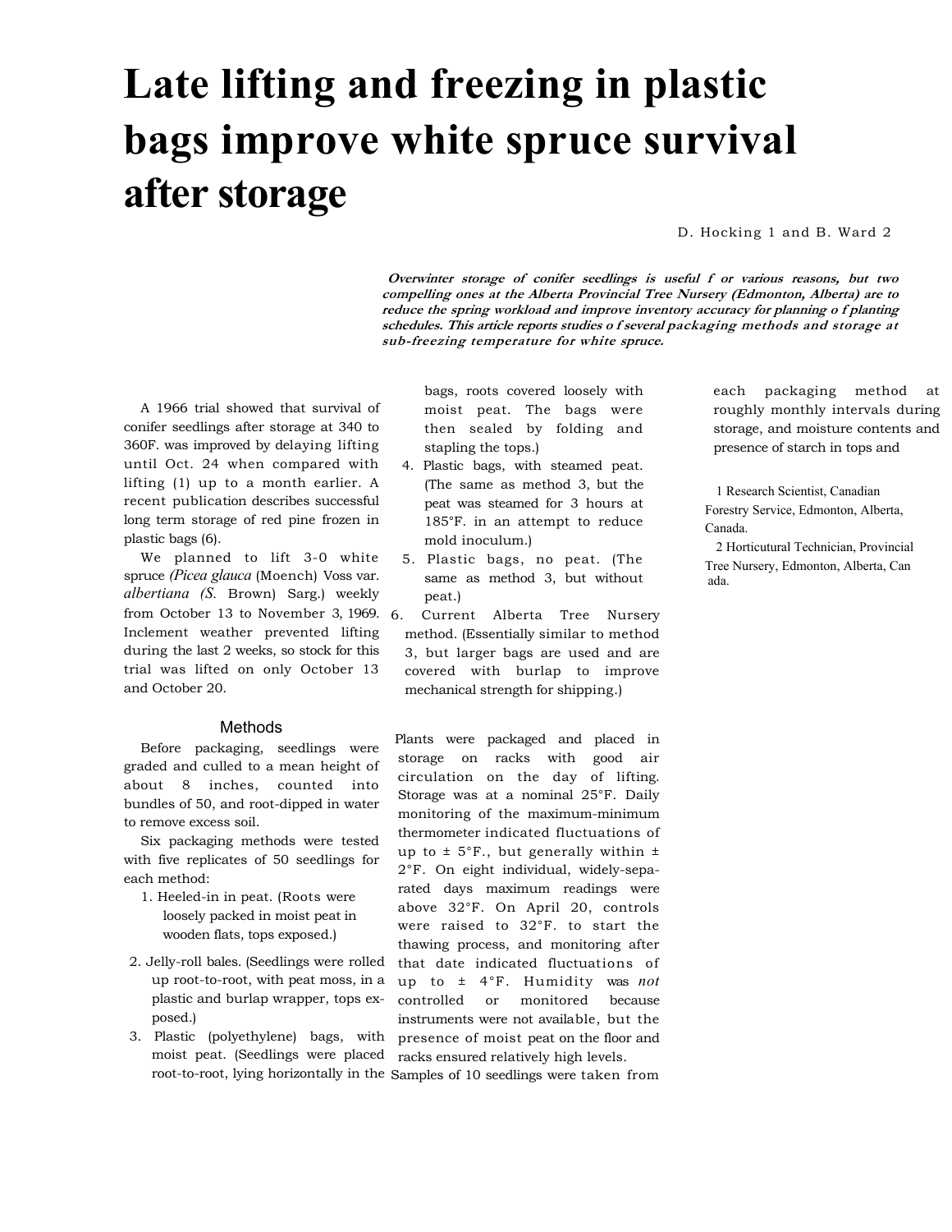# Late lifting and freezing in plastic bags improve white spruce survival after storage

D. Hocking [1] and B. Ward [2]

***Overwinter storage of conifer seedlings is useful f or various reasons, but two compelling ones at the Alberta Provincial Tree Nursery (Edmonton, Alberta) are to reduce the spring workload and improve inventory accuracy for planning o f planting schedules. This article reports studies o f several packaging methods and storage at sub-freezing temperature for white spruce.***

A 1966 trial showed that survival of conifer seedlings after storage at 340 to 360F. was improved by delaying lifting until Oct. 24 when compared with lifting (1) up to a month earlier. A recent publication describes successful long term storage of red pine frozen in plastic bags (6).

We planned to lift 3-0 white spruce *(Picea glauca* (Moench) Voss var. *albertiana (S.* Brown) Sarg.) weekly from October 13 to November 3, 1969. Inclement weather prevented lifting during the last 2 weeks, so stock for this trial was lifted on only October 13 and October 20.

## Methods

Before packaging, seedlings were graded and culled to a mean height of about 8 inches, counted into bundles of 50, and root-dipped in water to remove excess soil.

Six packaging methods were tested with five replicates of 50 seedlings for each method:

1. Heeled-in in peat. (Roots were loosely packed in moist peat in wooden flats, tops exposed.)
2. Jelly-roll bales. (Seedlings were rolled up root-to-root, with peat moss, in a plastic and burlap wrapper, tops exposed.)
3. Plastic (polyethylene) bags, with moist peat. (Seedlings were placed root-to-root, lying horizontally in the bags, roots covered loosely with moist peat. The bags were then sealed by folding and stapling the tops.)
4. Plastic bags, with steamed peat. (The same as method 3, but the peat was steamed for 3 hours at 185°F. in an attempt to reduce mold inoculum.)
5. Plastic bags, no peat. (The same as method 3, but without peat.)
6. Current Alberta Tree Nursery method. (Essentially similar to method 3, but larger bags are used and are covered with burlap to improve mechanical strength for shipping.)

Plants were packaged and placed in storage on racks with good air circulation on the day of lifting. Storage was at a nominal 25°F. Daily monitoring of the maximum-minimum thermometer indicated fluctuations of up to ± 5°F., but generally within ± 2°F. On eight individual, widely-separated days maximum readings were above 32°F. On April 20, controls were raised to 32°F. to start the thawing process, and monitoring after that date indicated fluctuations of up to ± 4°F. Humidity was *not* controlled or monitored because instruments were not available, but the presence of moist peat on the floor and racks ensured relatively high levels.

Samples of 10 seedlings were taken from each packaging method at roughly monthly intervals during storage, and moisture contents and presence of starch in tops and

[1] Research Scientist, Canadian Forestry Service, Edmonton, Alberta, Canada.

[2] Horticutural Technician, Provincial Tree Nursery, Edmonton, Alberta, Canada.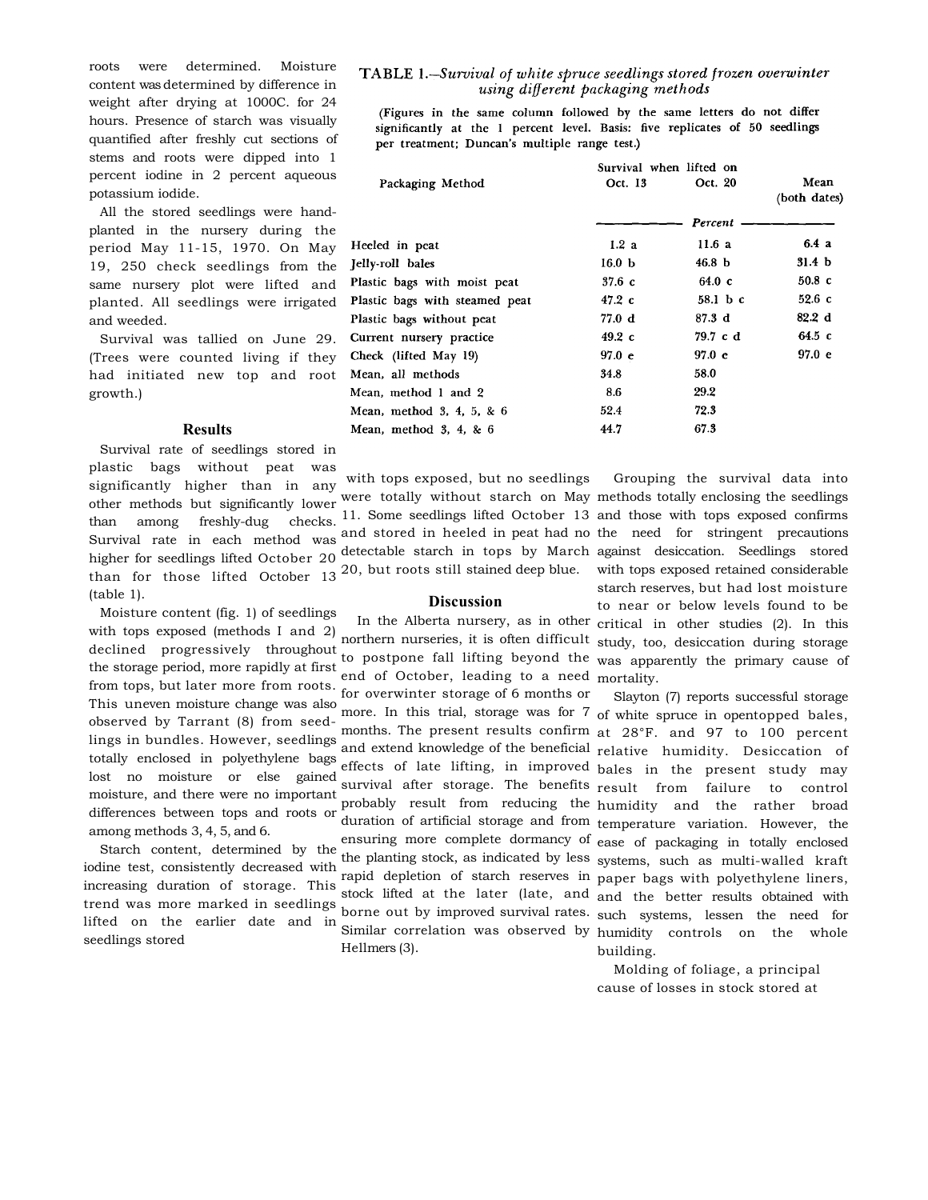roots were determined. Moisture content was determined by difference in weight after drying at 1000C. for 24 hours. Presence of starch was visually quantified after freshly cut sections of stems and roots were dipped into 1 percent iodine in 2 percent aqueous potassium iodide.

All the stored seedlings were hand-planted in the nursery during the period May 11-15, 1970. On May 19, 250 check seedlings from the same nursery plot were lifted and planted. All seedlings were irrigated and weeded.

Survival was tallied on June 29. (Trees were counted living if they had initiated new top and root growth.)

## Results

Survival rate of seedlings stored in plastic bags without peat was significantly higher than in any other methods but significantly lower than among freshly-dug checks. Survival rate in each method was higher for seedlings lifted October 20 than for those lifted October 13 (table 1).

**TABLE 1.**—*Survival of white spruce seedlings stored frozen overwinter using different packaging methods*

(Figures in the same column followed by the same letters do not differ significantly at the 1 percent level. Basis: five replicates of 50 seedlings per treatment; Duncan's multiple range test.)

| Packaging Method | Survival when lifted on Oct. 13 | Oct. 20 | Mean (both dates) |
|---|---|---|---|
| | *Percent* | | |
| Heeled in peat | 1.2 a | 11.6 a | 6.4 a |
| Jelly-roll bales | 16.0 b | 46.8 b | 31.4 b |
| Plastic bags with moist peat | 37.6 c | 64.0 c | 50.8 c |
| Plastic bags with steamed peat | 47.2 c | 58.1 b c | 52.6 c |
| Plastic bags without peat | 77.0 d | 87.3 d | 82.2 d |
| Current nursery practice | 49.2 c | 79.7 c d | 64.5 c |
| Check (lifted May 19) | 97.0 e | 97.0 e | 97.0 e |
| Mean, all methods | 34.8 | 58.0 | |
| Mean, method 1 and 2 | 8.6 | 29.2 | |
| Mean, method 3, 4, 5, & 6 | 52.4 | 72.3 | |
| Mean, method 3, 4, & 6 | 44.7 | 67.3 | |

Moisture content (fig. 1) of seedlings with tops exposed (methods I and 2) declined progressively throughout the storage period, more rapidly at first from tops, but later more from roots. This uneven moisture change was also observed by Tarrant (8) from seedlings in bundles. However, seedlings totally enclosed in polyethylene bags lost no moisture or else gained moisture, and there were no important differences between tops and roots or among methods 3, 4, 5, and 6.

Starch content, determined by the iodine test, consistently decreased with increasing duration of storage. This trend was more marked in seedlings lifted on the earlier date and in seedlings stored with tops exposed, but no seedlings were totally without starch on May 11. Some seedlings lifted October 13 and stored in heeled in peat had no detectable starch in tops by March 20, but roots still stained deep blue.

## Discussion

In the Alberta nursery, as in other northern nurseries, it is often difficult to postpone fall lifting beyond the end of October, leading to a need for overwinter storage of 6 months or more. In this trial, storage was for 7 months. The present results confirm and extend knowledge of the beneficial effects of late lifting, in improved survival after storage. The benefits probably result from reducing the duration of artificial storage and from ensuring more complete dormancy of the planting stock, as indicated by less rapid depletion of starch reserves in stock lifted at the later (late, and borne out by improved survival rates. Similar correlation was observed by Hellmers (3).

Grouping the survival data into methods totally enclosing the seedlings and those with tops exposed confirms the need for stringent precautions against desiccation. Seedlings stored with tops exposed retained considerable starch reserves, but had lost moisture to near or below levels found to be critical in other studies (2). In this study, too, desiccation during storage was apparently the primary cause of mortality.

Slayton (7) reports successful storage of white spruce in opentopped bales, at 28°F. and 97 to 100 percent relative humidity. Desiccation of bales in the present study may result from failure to control humidity and the rather broad temperature variation. However, the ease of packaging in totally enclosed systems, such as multi-walled kraft paper bags with polyethylene liners, and the better results obtained with such systems, lessen the need for humidity controls on the whole building.

Molding of foliage, a principal cause of losses in stock stored at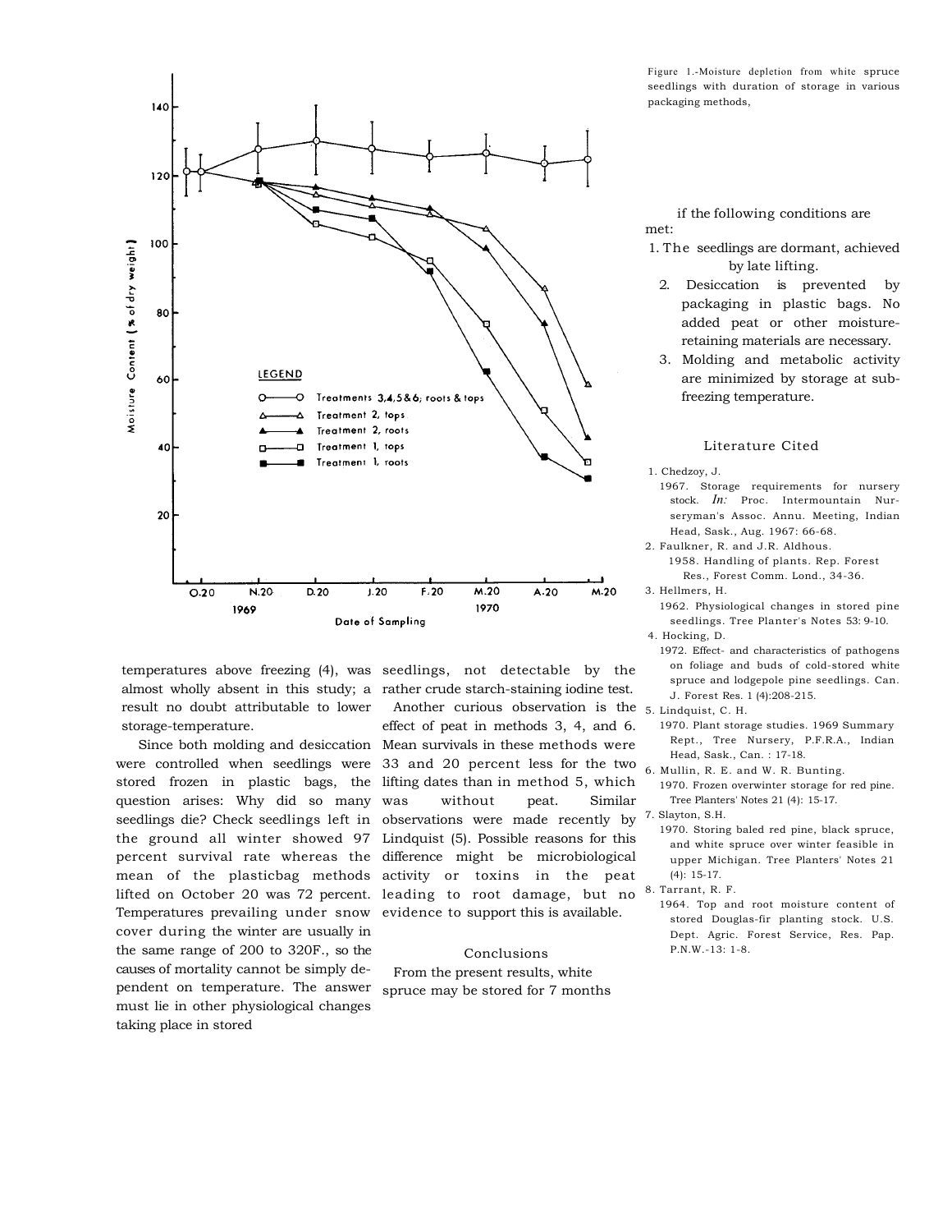140
120
100
80
60
40
20

Moisture Content (% of dry weight)

LEGEND

Treatments 3,4,5&6; roots & tops

Treatment 2, tops

Treatment 2, roots

Treatment 1, tops

Treatment 1, roots

O.20 N.20 D.20 J.20 F.20 M.20 A.20 M.20

1969 1970

Date of Sampling

Figure 1.-Moisture depletion from white spruce seedlings with duration of storage in various packaging methods,

temperatures above freezing (4), was almost wholly absent in this study; a result no doubt attributable to lower storage-temperature.

Since both molding and desiccation were controlled when seedlings were stored frozen in plastic bags, the question arises: Why did so many seedlings die? Check seedlings left in the ground all winter showed 97 percent survival rate whereas the mean of the plasticbag methods lifted on October 20 was 72 percent. Temperatures prevailing under snow cover during the winter are usually in the same range of 200 to 320F., so the causes of mortality cannot be simply dependent on temperature. The answer must lie in other physiological changes taking place in stored seedlings, not detectable by the rather crude starch-staining iodine test.

Another curious observation is the effect of peat in methods 3, 4, and 6. Mean survivals in these methods were 33 and 20 percent less for the two lifting dates than in method 5, which was without peat. Similar observations were made recently by Lindquist (5). Possible reasons for this difference might be microbiological activity or toxins in the peat leading to root damage, but no evidence to support this is available.

## Conclusions

From the present results, white spruce may be stored for 7 months if the following conditions are met:

1. The seedlings are dormant, achieved by late lifting.
2. Desiccation is prevented by packaging in plastic bags. No added peat or other moisture-retaining materials are necessary.
3. Molding and metabolic activity are minimized by storage at sub-freezing temperature.

## Literature Cited

1. Chedzoy, J.
   1967. Storage requirements for nursery stock. *In:* Proc. Intermountain Nurseryman's Assoc. Annu. Meeting, Indian Head, Sask., Aug. 1967: 66-68.
2. Faulkner, R. and J.R. Aldhous.
   1958. Handling of plants. Rep. Forest Res., Forest Comm. Lond., 34-36.
3. Hellmers, H.
   1962. Physiological changes in stored pine seedlings. Tree Planter's Notes 53: 9-10.
4. Hocking, D.
   1972. Effect- and characteristics of pathogens on foliage and buds of cold-stored white spruce and lodgepole pine seedlings. Can. J. Forest Res. 1 (4):208-215.
5. Lindquist, C. H.
   1970. Plant storage studies. 1969 Summary Rept., Tree Nursery, P.F.R.A., Indian Head, Sask., Can. : 17-18.
6. Mullin, R. E. and W. R. Bunting.
   1970. Frozen overwinter storage for red pine. Tree Planters' Notes 21 (4): 15-17.
7. Slayton, S.H.
   1970. Storing baled red pine, black spruce, and white spruce over winter feasible in upper Michigan. Tree Planters' Notes 21 (4): 15-17.
8. Tarrant, R. F.
   1964. Top and root moisture content of stored Douglas-fir planting stock. U.S. Dept. Agric. Forest Service, Res. Pap. P.N.W.-13: 1-8.